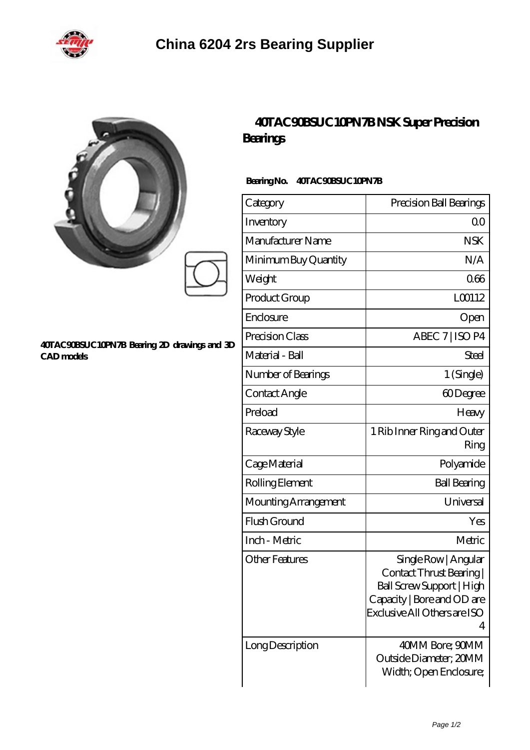# China 6204 2rs Bearing Supplier

## 40TAC90BSUC10PN7B NSK Super Precision Bearings

40TAC90BSUC10PN7B Bearing 2D drawings and 3D CAD models

**Bearing No.** 40TAC90BSUC10PN7B

| Category | Precision Ball Bearings |
|---|---|
| Inventory | 0.0 |
| Manufacturer Name | NSK |
| Minimum Buy Quantity | N/A |
| Weight | 0.66 |
| Product Group | L00112 |
| Enclosure | Open |
| Precision Class | ABEC 7 \| ISO P4 |
| Material - Ball | Steel |
| Number of Bearings | 1 (Single) |
| Contact Angle | 60 Degree |
| Preload | Heavy |
| Raceway Style | 1 Rib Inner Ring and Outer Ring |
| Cage Material | Polyamide |
| Rolling Element | Ball Bearing |
| Mounting Arrangement | Universal |
| Flush Ground | Yes |
| Inch - Metric | Metric |
| Other Features | Single Row \| Angular Contact Thrust Bearing \| Ball Screw Support \| High Capacity \| Bore and OD are Exclusive All Others are ISO 4 |
| Long Description | 40MM Bore; 90MM Outside Diameter; 20MM Width; Open Enclosure; |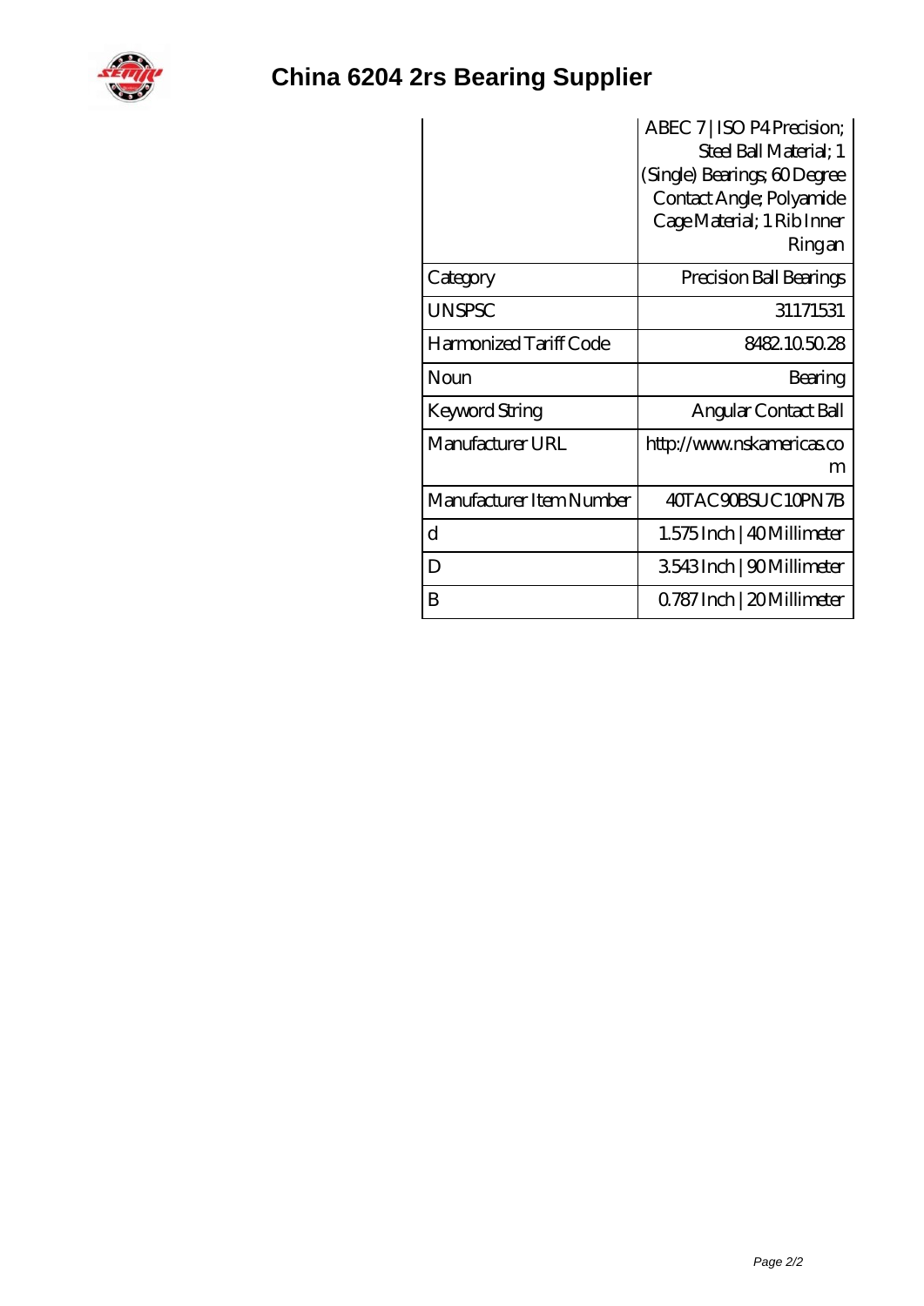# China 6204 2rs Bearing Supplier

| | |
|---|---|
| | ABEC 7 \| ISO P4 Precision; Steel Ball Material; 1 (Single) Bearings; 60 Degree Contact Angle; Polyamide Cage Material; 1 Rib Inner Ring an |
| Category | Precision Ball Bearings |
| UNSPSC | 31171531 |
| Harmonized Tariff Code | 8482.10.50.28 |
| Noun | Bearing |
| Keyword String | Angular Contact Ball |
| Manufacturer URL | http://www.nskamericas.com |
| Manufacturer Item Number | 40TAC90BSUC10PN7B |
| d | 1.575 Inch \| 40 Millimeter |
| D | 3.543 Inch \| 90 Millimeter |
| B | 0.787 Inch \| 20 Millimeter |